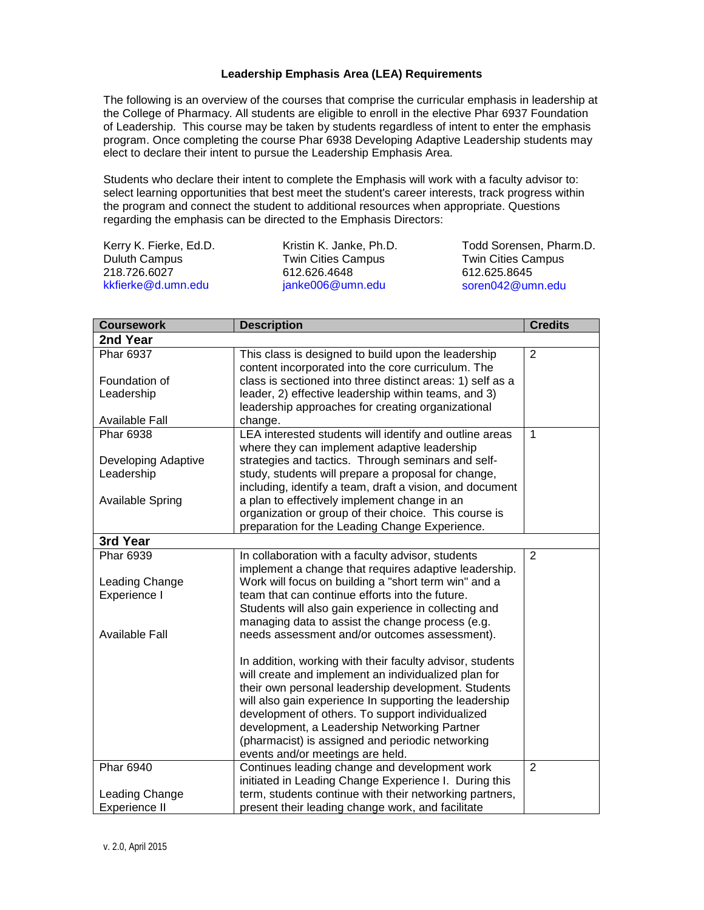# Leadership Emphasis Area (LEA) Requirements

The following is an overview of the courses that comprise the curricular emphasis in leadership at the College of Pharmacy. All students are eligible to enroll in the elective Phar 6937 Foundation of Leadership. This course may be taken by students regardless of intent to enter the emphasis program. Once completing the course Phar 6938 Developing Adaptive Leadership students may elect to declare their intent to pursue the Leadership Emphasis Area.

Students who declare their intent to complete the Emphasis will work with a faculty advisor to: select learning opportunities that best meet the student's career interests, track progress within the program and connect the student to additional resources when appropriate. Questions regarding the emphasis can be directed to the Emphasis Directors:

Kerry K. Fierke, Ed.D.
Duluth Campus
218.726.6027
kkfierke@d.umn.edu

Kristin K. Janke, Ph.D.
Twin Cities Campus
612.626.4648
janke006@umn.edu

Todd Sorensen, Pharm.D.
Twin Cities Campus
612.625.8645
soren042@umn.edu

| Coursework | Description | Credits |
|---|---|---|
| **2nd Year** | | |
| Phar 6937<br><br>Foundation of Leadership<br><br>Available Fall | This class is designed to build upon the leadership content incorporated into the core curriculum. The class is sectioned into three distinct areas: 1) self as a leader, 2) effective leadership within teams, and 3) leadership approaches for creating organizational change. | 2 |
| Phar 6938<br><br>Developing Adaptive Leadership<br><br>Available Spring | LEA interested students will identify and outline areas where they can implement adaptive leadership strategies and tactics. Through seminars and self-study, students will prepare a proposal for change, including, identify a team, draft a vision, and document a plan to effectively implement change in an organization or group of their choice. This course is preparation for the Leading Change Experience. | 1 |
| **3rd Year** | | |
| Phar 6939<br><br>Leading Change Experience I<br><br>Available Fall | In collaboration with a faculty advisor, students implement a change that requires adaptive leadership. Work will focus on building a "short term win" and a team that can continue efforts into the future. Students will also gain experience in collecting and managing data to assist the change process (e.g. needs assessment and/or outcomes assessment).<br><br>In addition, working with their faculty advisor, students will create and implement an individualized plan for their own personal leadership development. Students will also gain experience In supporting the leadership development of others. To support individualized development, a Leadership Networking Partner (pharmacist) is assigned and periodic networking events and/or meetings are held. | 2 |
| Phar 6940<br><br>Leading Change Experience II | Continues leading change and development work initiated in Leading Change Experience I. During this term, students continue with their networking partners, present their leading change work, and facilitate | 2 |

v. 2.0, April 2015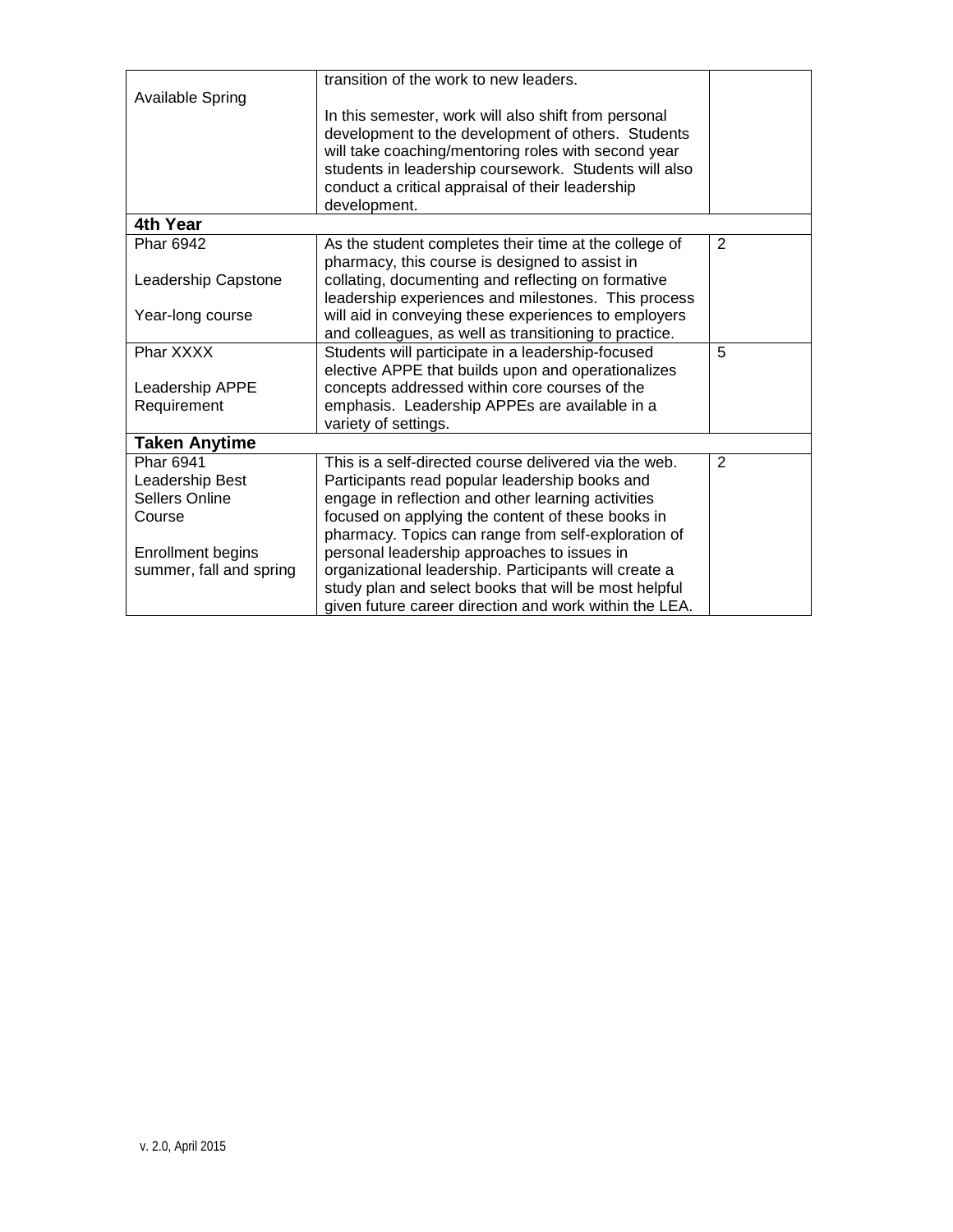| | | |
|---|---|---|
| Available Spring | transition of the work to new leaders.<br><br>In this semester, work will also shift from personal development to the development of others. Students will take coaching/mentoring roles with second year students in leadership coursework. Students will also conduct a critical appraisal of their leadership development. | |
| **4th Year** | | |
| Phar 6942<br><br>Leadership Capstone<br><br>Year-long course | As the student completes their time at the college of pharmacy, this course is designed to assist in collating, documenting and reflecting on formative leadership experiences and milestones. This process will aid in conveying these experiences to employers and colleagues, as well as transitioning to practice. | 2 |
| Phar XXXX<br><br>Leadership APPE Requirement | Students will participate in a leadership-focused elective APPE that builds upon and operationalizes concepts addressed within core courses of the emphasis. Leadership APPEs are available in a variety of settings. | 5 |
| **Taken Anytime** | | |
| Phar 6941<br>Leadership Best Sellers Online Course<br><br>Enrollment begins summer, fall and spring | This is a self-directed course delivered via the web. Participants read popular leadership books and engage in reflection and other learning activities focused on applying the content of these books in pharmacy. Topics can range from self-exploration of personal leadership approaches to issues in organizational leadership. Participants will create a study plan and select books that will be most helpful given future career direction and work within the LEA. | 2 |

v. 2.0, April 2015